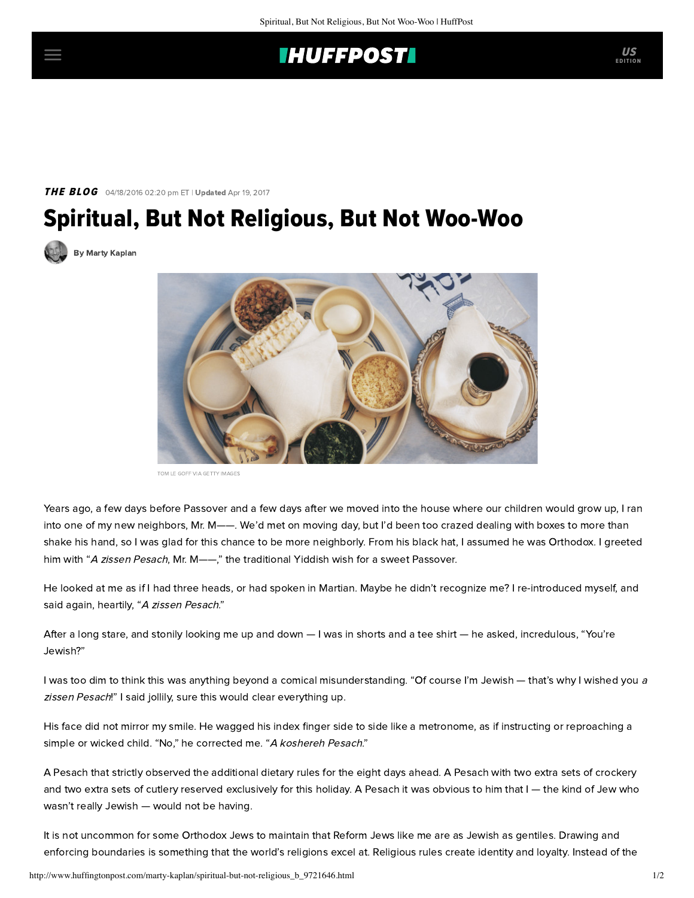**THE BLOG** 04/18/2016 02:20 pm ET | **Updated** Apr 19, 2017

# Spiritual, But Not Religious, But Not Woo-Woo

By Marty Kaplan

TOM LE GOFF VIA GETTY IMAGES

Years ago, a few days before Passover and a few days after we moved into the house where our children would grow up, I ran into one of my new neighbors, Mr. M——. We'd met on moving day, but I'd been too crazed dealing with boxes to more than shake his hand, so I was glad for this chance to be more neighborly. From his black hat, I assumed he was Orthodox. I greeted him with "*A zissen Pesach*, Mr. M——," the traditional Yiddish wish for a sweet Passover.

He looked at me as if I had three heads, or had spoken in Martian. Maybe he didn't recognize me? I re-introduced myself, and said again, heartily, "*A zissen Pesach*."

After a long stare, and stonily looking me up and down — I was in shorts and a tee shirt — he asked, incredulous, "You're Jewish?"

I was too dim to think this was anything beyond a comical misunderstanding. "Of course I'm Jewish — that's why I wished you *a zissen Pesach*!" I said jollily, sure this would clear everything up.

His face did not mirror my smile. He wagged his index finger side to side like a metronome, as if instructing or reproaching a simple or wicked child. "No," he corrected me. "*A kosher­eh Pesach*."

A Pesach that strictly observed the additional dietary rules for the eight days ahead. A Pesach with two extra sets of crockery and two extra sets of cutlery reserved exclusively for this holiday. A Pesach it was obvious to him that I — the kind of Jew who wasn't really Jewish — would not be having.

It is not uncommon for some Orthodox Jews to maintain that Reform Jews like me are as Jewish as gentiles. Drawing and enforcing boundaries is something that the world's religions excel at. Religious rules create identity and loyalty. Instead of the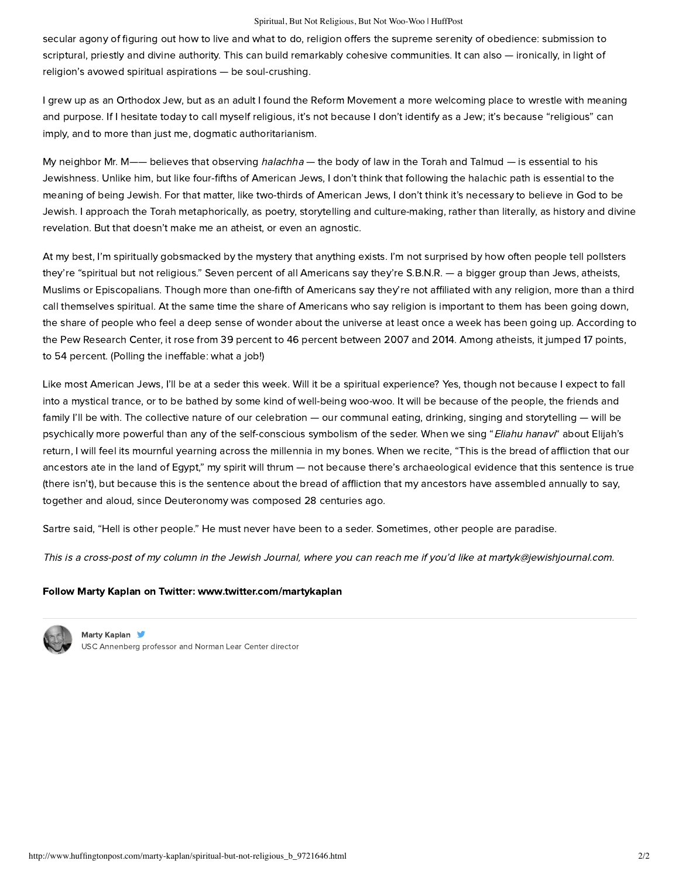secular agony of figuring out how to live and what to do, religion offers the supreme serenity of obedience: submission to scriptural, priestly and divine authority. This can build remarkably cohesive communities. It can also — ironically, in light of religion's avowed spiritual aspirations — be soul-crushing.

I grew up as an Orthodox Jew, but as an adult I found the Reform Movement a more welcoming place to wrestle with meaning and purpose. If I hesitate today to call myself religious, it's not because I don't identify as a Jew; it's because "religious" can imply, and to more than just me, dogmatic authoritarianism.

My neighbor Mr. M—— believes that observing *halachha* — the body of law in the Torah and Talmud — is essential to his Jewishness. Unlike him, but like four-fifths of American Jews, I don't think that following the halachic path is essential to the meaning of being Jewish. For that matter, like two-thirds of American Jews, I don't think it's necessary to believe in God to be Jewish. I approach the Torah metaphorically, as poetry, storytelling and culture-making, rather than literally, as history and divine revelation. But that doesn't make me an atheist, or even an agnostic.

At my best, I'm spiritually gobsmacked by the mystery that anything exists. I'm not surprised by how often people tell pollsters they're "spiritual but not religious." Seven percent of all Americans say they're S.B.N.R. — a bigger group than Jews, atheists, Muslims or Episcopalians. Though more than one-fifth of Americans say they're not affiliated with any religion, more than a third call themselves spiritual. At the same time the share of Americans who say religion is important to them has been going down, the share of people who feel a deep sense of wonder about the universe at least once a week has been going up. According to the Pew Research Center, it rose from 39 percent to 46 percent between 2007 and 2014. Among atheists, it jumped 17 points, to 54 percent. (Polling the ineffable: what a job!)

Like most American Jews, I'll be at a seder this week. Will it be a spiritual experience? Yes, though not because I expect to fall into a mystical trance, or to be bathed by some kind of well-being woo-woo. It will be because of the people, the friends and family I'll be with. The collective nature of our celebration — our communal eating, drinking, singing and storytelling — will be psychically more powerful than any of the self-conscious symbolism of the seder. When we sing "*Eliahu hanavi*" about Elijah's return, I will feel its mournful yearning across the millennia in my bones. When we recite, "This is the bread of affliction that our ancestors ate in the land of Egypt," my spirit will thrum — not because there's archaeological evidence that this sentence is true (there isn't), but because this is the sentence about the bread of affliction that my ancestors have assembled annually to say, together and aloud, since Deuteronomy was composed 28 centuries ago.

Sartre said, "Hell is other people." He must never have been to a seder. Sometimes, other people are paradise.

*This is a cross-post of my column in the Jewish Journal, where you can reach me if you'd like at martyk@jewishjournal.com.*

**Follow Marty Kaplan on Twitter: www.twitter.com/martykaplan**

---

**Marty Kaplan**

USC Annenberg professor and Norman Lear Center director